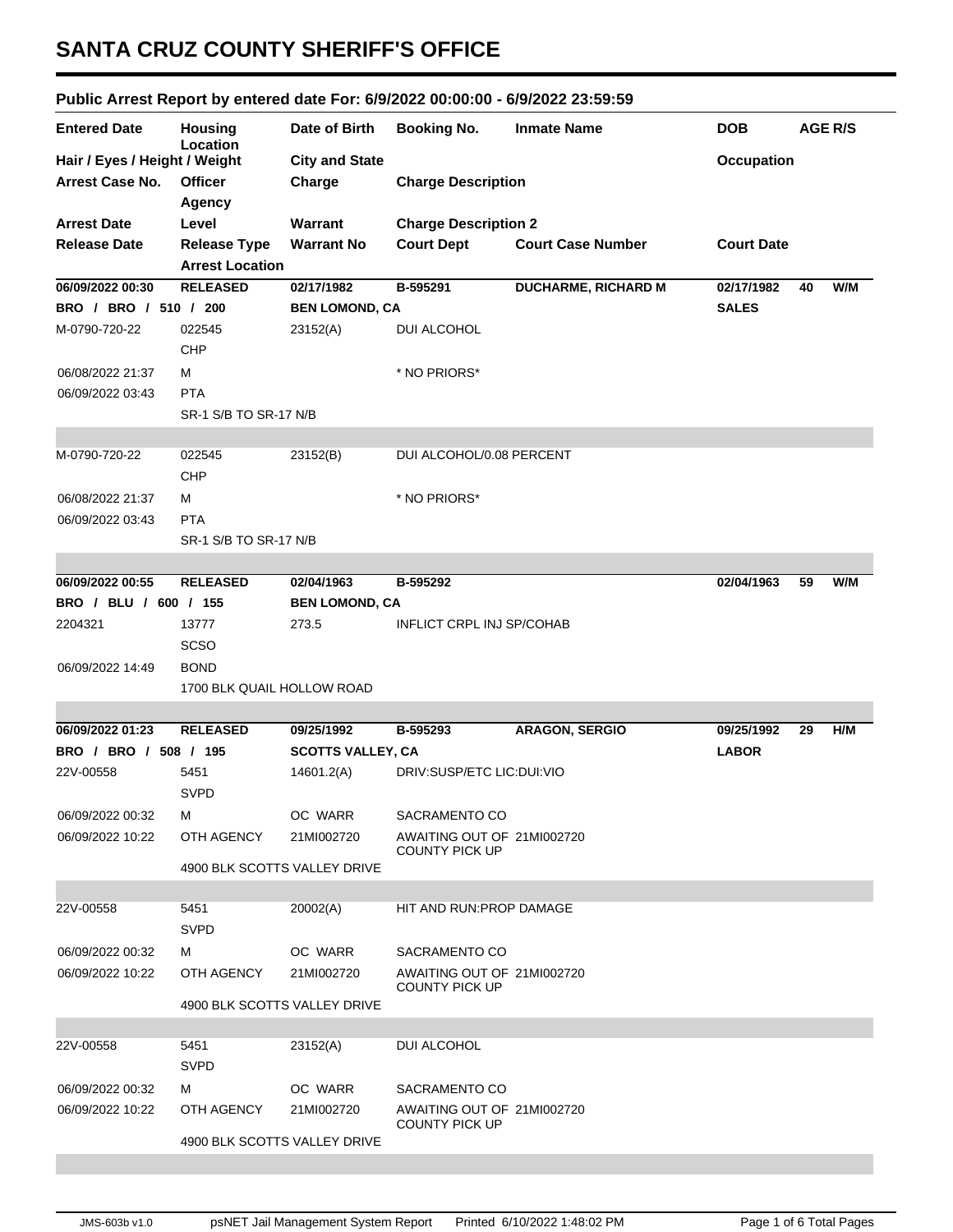# SANTA CRUZ COUNTY SHERIFF'S OFFICE

## Public Arrest Report by entered date For: 6/9/2022 00:00:00 - 6/9/2022 23:59:59

| Entered Date | Housing Location | Date of Birth | Booking No. | Inmate Name | DOB | AGE | R/S |
|---|---|---|---|---|---|---|---|
| Hair / Eyes / Height / Weight | | City and State | | | Occupation | | |
| Arrest Case No. | Officer / Agency | Charge | Charge Description | | | | |
| Arrest Date | Level | Warrant | Charge Description 2 | | | | |
| Release Date | Release Type / Arrest Location | Warrant No | Court Dept | Court Case Number | Court Date | | |
| **06/09/2022 00:30** | **RELEASED** | **02/17/1982** | **B-595291** | **DUCHARME, RICHARD M** | **02/17/1982** | **40** | **W/M** |
| **BRO / BRO / 510 / 200** | | **BEN LOMOND, CA** | | | **SALES** | | |
| M-0790-720-22 | 022545 / CHP | 23152(A) | DUI ALCOHOL | | | | |
| 06/08/2022 21:37 | M | | * NO PRIORS* | | | | |
| 06/09/2022 03:43 | PTA / SR-1 S/B TO SR-17 N/B | | | | | | |
| M-0790-720-22 | 022545 / CHP | 23152(B) | DUI ALCOHOL/0.08 PERCENT | | | | |
| 06/08/2022 21:37 | M | | * NO PRIORS* | | | | |
| 06/09/2022 03:43 | PTA / SR-1 S/B TO SR-17 N/B | | | | | | |
| **06/09/2022 00:55** | **RELEASED** | **02/04/1963** | **B-595292** | | **02/04/1963** | **59** | **W/M** |
| **BRO / BLU / 600 / 155** | | **BEN LOMOND, CA** | | | | | |
| 2204321 | 13777 / SCSO | 273.5 | INFLICT CRPL INJ SP/COHAB | | | | |
| 06/09/2022 14:49 | BOND / 1700 BLK QUAIL HOLLOW ROAD | | | | | | |
| **06/09/2022 01:23** | **RELEASED** | **09/25/1992** | **B-595293** | **ARAGON, SERGIO** | **09/25/1992** | **29** | **H/M** |
| **BRO / BRO / 508 / 195** | | **SCOTTS VALLEY, CA** | | | **LABOR** | | |
| 22V-00558 | 5451 / SVPD | 14601.2(A) | DRIV:SUSP/ETC LIC:DUI:VIO | | | | |
| 06/09/2022 00:32 | M | OC WARR | SACRAMENTO CO | | | | |
| 06/09/2022 10:22 | OTH AGENCY / 4900 BLK SCOTTS VALLEY DRIVE | 21MI002720 | AWAITING OUT OF COUNTY PICK UP | 21MI002720 | | | |
| 22V-00558 | 5451 / SVPD | 20002(A) | HIT AND RUN:PROP DAMAGE | | | | |
| 06/09/2022 00:32 | M | OC WARR | SACRAMENTO CO | | | | |
| 06/09/2022 10:22 | OTH AGENCY / 4900 BLK SCOTTS VALLEY DRIVE | 21MI002720 | AWAITING OUT OF COUNTY PICK UP | 21MI002720 | | | |
| 22V-00558 | 5451 / SVPD | 23152(A) | DUI ALCOHOL | | | | |
| 06/09/2022 00:32 | M | OC WARR | SACRAMENTO CO | | | | |
| 06/09/2022 10:22 | OTH AGENCY / 4900 BLK SCOTTS VALLEY DRIVE | 21MI002720 | AWAITING OUT OF COUNTY PICK UP | 21MI002720 | | | |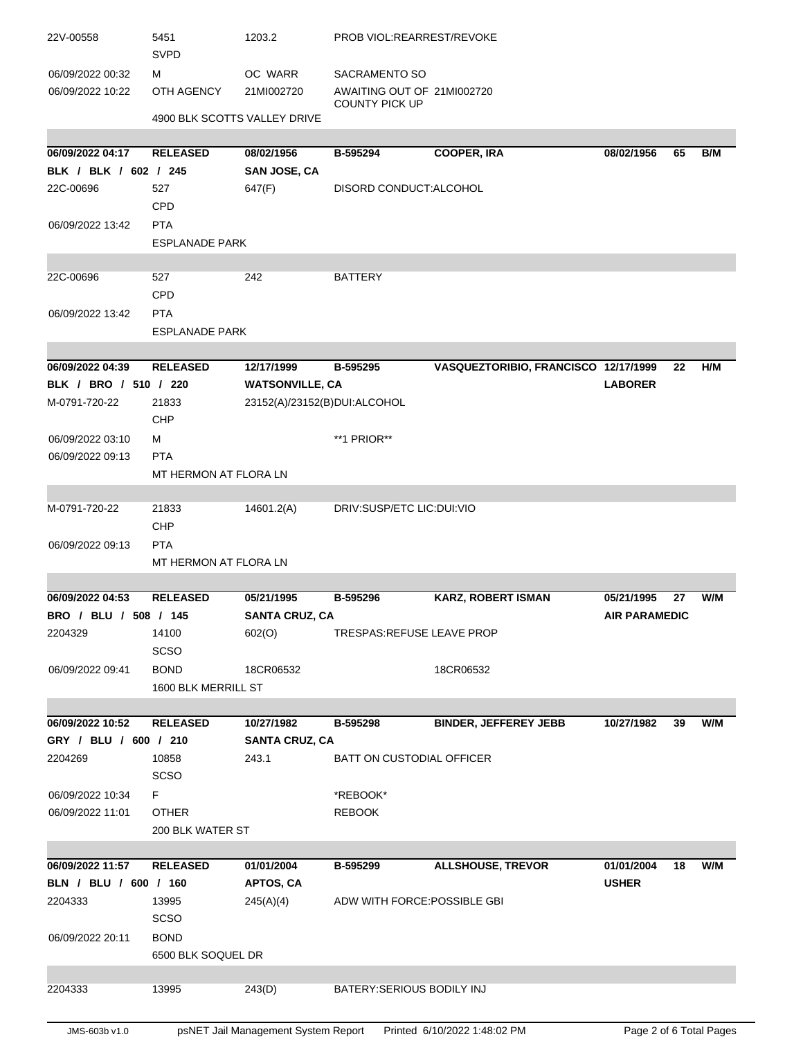| | | | | | | | |
|---|---|---|---|---|---|---|---|
| 22V-00558 | 5451<br>SVPD | 1203.2 | PROB VIOL:REARREST/REVOKE | | | | |
| 06/09/2022 00:32 | M | OC WARR | SACRAMENTO SO | | | | |
| 06/09/2022 10:22 | OTH AGENCY | 21MI002720 | AWAITING OUT OF 21MI002720 COUNTY PICK UP | | | | |
| | 4900 BLK SCOTTS VALLEY DRIVE | | | | | | |

| | | | | | | | |
|---|---|---|---|---|---|---|---|
| **06/09/2022 04:17** | **RELEASED** | **08/02/1956** | **B-595294** | **COOPER, IRA** | **08/02/1956** | **65** | **B/M** |
| **BLK / BLK / 602 / 245** | | **SAN JOSE, CA** | | | | | |
| 22C-00696 | 527<br>CPD | 647(F) | DISORD CONDUCT:ALCOHOL | | | | |
| 06/09/2022 13:42 | PTA | | | | | | |
| | ESPLANADE PARK | | | | | | |
| 22C-00696 | 527<br>CPD | 242 | BATTERY | | | | |
| 06/09/2022 13:42 | PTA | | | | | | |
| | ESPLANADE PARK | | | | | | |

| | | | | | | | |
|---|---|---|---|---|---|---|---|
| **06/09/2022 04:39** | **RELEASED** | **12/17/1999** | **B-595295** | **VASQUEZTORIBIO, FRANCISCO** | **12/17/1999** | **22** | **H/M** |
| **BLK / BRO / 510 / 220** | | **WATSONVILLE, CA** | | | **LABORER** | | |
| M-0791-720-22 | 21833<br>CHP | 23152(A)/23152(B)DUI:ALCOHOL | | | | | |
| 06/09/2022 03:10 | M | | **1 PRIOR** | | | | |
| 06/09/2022 09:13 | PTA | | | | | | |
| | MT HERMON AT FLORA LN | | | | | | |
| M-0791-720-22 | 21833<br>CHP | 14601.2(A) | DRIV:SUSP/ETC LIC:DUI:VIO | | | | |
| 06/09/2022 09:13 | PTA | | | | | | |
| | MT HERMON AT FLORA LN | | | | | | |

| | | | | | | | |
|---|---|---|---|---|---|---|---|
| **06/09/2022 04:53** | **RELEASED** | **05/21/1995** | **B-595296** | **KARZ, ROBERT ISMAN** | **05/21/1995** | **27** | **W/M** |
| **BRO / BLU / 508 / 145** | | **SANTA CRUZ, CA** | | | **AIR PARAMEDIC** | | |
| 2204329 | 14100<br>SCSO | 602(O) | TRESPAS:REFUSE LEAVE PROP | | | | |
| 06/09/2022 09:41 | BOND | 18CR06532 | | 18CR06532 | | | |
| | 1600 BLK MERRILL ST | | | | | | |

| | | | | | | | |
|---|---|---|---|---|---|---|---|
| **06/09/2022 10:52** | **RELEASED** | **10/27/1982** | **B-595298** | **BINDER, JEFFEREY JEBB** | **10/27/1982** | **39** | **W/M** |
| **GRY / BLU / 600 / 210** | | **SANTA CRUZ, CA** | | | | | |
| 2204269 | 10858<br>SCSO | 243.1 | BATT ON CUSTODIAL OFFICER | | | | |
| 06/09/2022 10:34 | F | | *REBOOK* | | | | |
| 06/09/2022 11:01 | OTHER | | REBOOK | | | | |
| | 200 BLK WATER ST | | | | | | |

| | | | | | | | |
|---|---|---|---|---|---|---|---|
| **06/09/2022 11:57** | **RELEASED** | **01/01/2004** | **B-595299** | **ALLSHOUSE, TREVOR** | **01/01/2004** | **18** | **W/M** |
| **BLN / BLU / 600 / 160** | | **APTOS, CA** | | | **USHER** | | |
| 2204333 | 13995<br>SCSO | 245(A)(4) | ADW WITH FORCE:POSSIBLE GBI | | | | |
| 06/09/2022 20:11 | BOND | | | | | | |
| | 6500 BLK SOQUEL DR | | | | | | |
| 2204333 | 13995 | 243(D) | BATERY:SERIOUS BODILY INJ | | | | |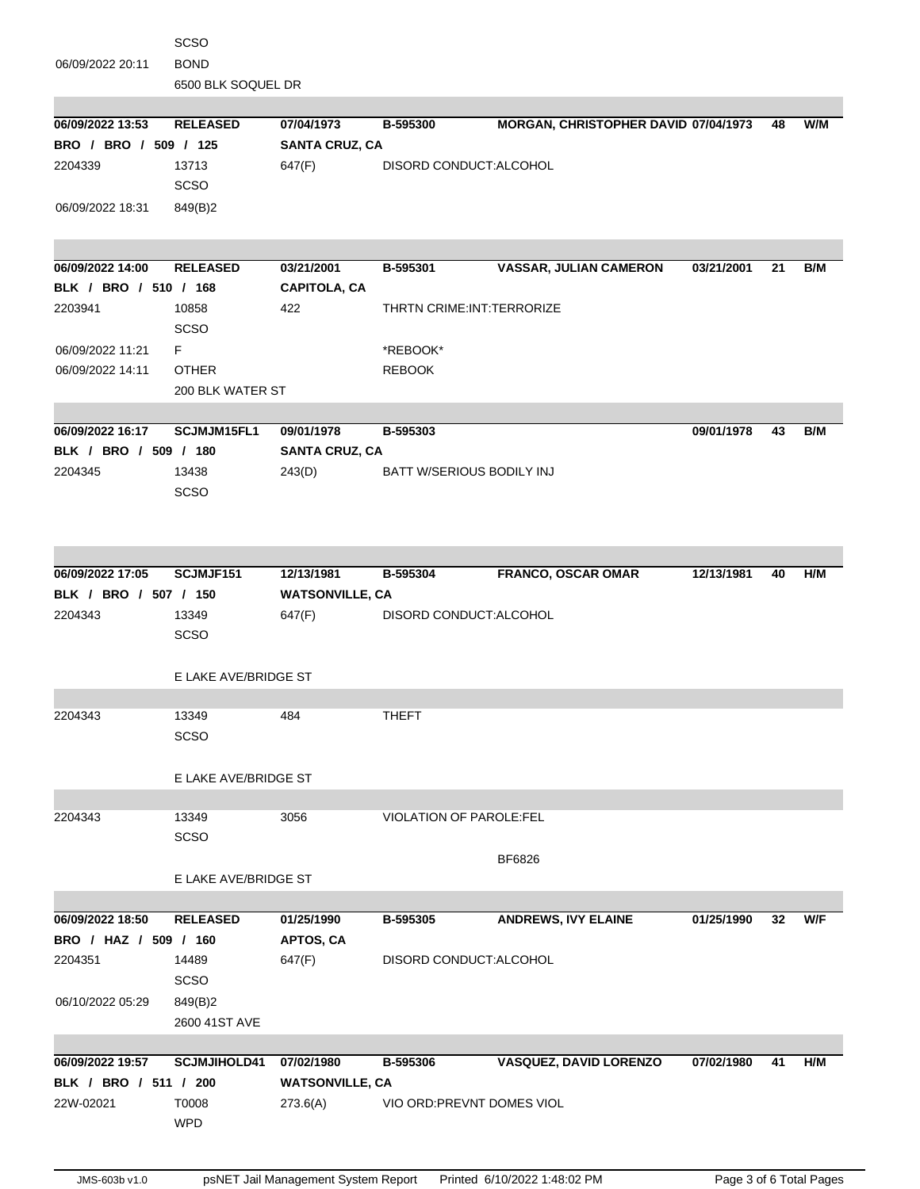| | SCSO | | | | | | |
|---|---|---|---|---|---|---|---|
| 06/09/2022 20:11 | BOND | | | | | | |
| | 6500 BLK SOQUEL DR | | | | | | |

| **06/09/2022 13:53** | **RELEASED** | **07/04/1973** | **B-595300** | **MORGAN, CHRISTOPHER DAVID** | **07/04/1973** | **48** | **W/M** |
|---|---|---|---|---|---|---|---|
| **BRO / BRO / 509 / 125** | | **SANTA CRUZ, CA** | | | | | |
| 2204339 | 13713 | 647(F) | DISORD CONDUCT:ALCOHOL | | | | |
| | SCSO | | | | | | |
| 06/09/2022 18:31 | 849(B)2 | | | | | | |

| **06/09/2022 14:00** | **RELEASED** | **03/21/2001** | **B-595301** | **VASSAR, JULIAN CAMERON** | **03/21/2001** | **21** | **B/M** |
|---|---|---|---|---|---|---|---|
| **BLK / BRO / 510 / 168** | | **CAPITOLA, CA** | | | | | |
| 2203941 | 10858 | 422 | THRTN CRIME:INT:TERRORIZE | | | | |
| | SCSO | | | | | | |
| 06/09/2022 11:21 | F | | *REBOOK* | | | | |
| 06/09/2022 14:11 | OTHER | | REBOOK | | | | |
| | 200 BLK WATER ST | | | | | | |

| **06/09/2022 16:17** | **SCJMJM15FL1** | **09/01/1978** | **B-595303** | | **09/01/1978** | **43** | **B/M** |
|---|---|---|---|---|---|---|---|
| **BLK / BRO / 509 / 180** | | **SANTA CRUZ, CA** | | | | | |
| 2204345 | 13438 | 243(D) | BATT W/SERIOUS BODILY INJ | | | | |
| | SCSO | | | | | | |

| **06/09/2022 17:05** | **SCJMJF151** | **12/13/1981** | **B-595304** | **FRANCO, OSCAR OMAR** | **12/13/1981** | **40** | **H/M** |
|---|---|---|---|---|---|---|---|
| **BLK / BRO / 507 / 150** | | **WATSONVILLE, CA** | | | | | |
| 2204343 | 13349 | 647(F) | DISORD CONDUCT:ALCOHOL | | | | |
| | SCSO | | | | | | |
| | E LAKE AVE/BRIDGE ST | | | | | | |
| 2204343 | 13349 | 484 | THEFT | | | | |
| | SCSO | | | | | | |
| | E LAKE AVE/BRIDGE ST | | | | | | |
| 2204343 | 13349 | 3056 | VIOLATION OF PAROLE:FEL | | | | |
| | SCSO | | | | | | |
| | | | | BF6826 | | | |
| | E LAKE AVE/BRIDGE ST | | | | | | |

| **06/09/2022 18:50** | **RELEASED** | **01/25/1990** | **B-595305** | **ANDREWS, IVY ELAINE** | **01/25/1990** | **32** | **W/F** |
|---|---|---|---|---|---|---|---|
| **BRO / HAZ / 509 / 160** | | **APTOS, CA** | | | | | |
| 2204351 | 14489 | 647(F) | DISORD CONDUCT:ALCOHOL | | | | |
| | SCSO | | | | | | |
| 06/10/2022 05:29 | 849(B)2 | | | | | | |
| | 2600 41ST AVE | | | | | | |

| **06/09/2022 19:57** | **SCJMJIHOLD41** | **07/02/1980** | **B-595306** | **VASQUEZ, DAVID LORENZO** | **07/02/1980** | **41** | **H/M** |
|---|---|---|---|---|---|---|---|
| **BLK / BRO / 511 / 200** | | **WATSONVILLE, CA** | | | | | |
| 22W-02021 | T0008 | 273.6(A) | VIO ORD:PREVNT DOMES VIOL | | | | |
| | WPD | | | | | | |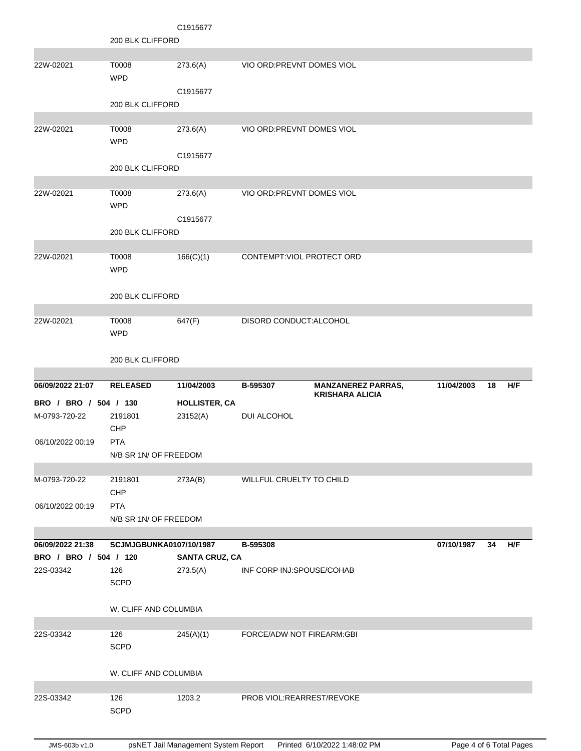| | | | | | | | |
|---|---|---|---|---|---|---|---|
| | | C1915677 | | | | | |
| | 200 BLK CLIFFORD | | | | | | |
| 22W-02021 | T0008 WPD | 273.6(A) | VIO ORD:PREVNT DOMES VIOL | | | | |
| | | C1915677 | | | | | |
| | 200 BLK CLIFFORD | | | | | | |
| 22W-02021 | T0008 WPD | 273.6(A) | VIO ORD:PREVNT DOMES VIOL | | | | |
| | | C1915677 | | | | | |
| | 200 BLK CLIFFORD | | | | | | |
| 22W-02021 | T0008 WPD | 273.6(A) | VIO ORD:PREVNT DOMES VIOL | | | | |
| | | C1915677 | | | | | |
| | 200 BLK CLIFFORD | | | | | | |
| 22W-02021 | T0008 WPD | 166(C)(1) | CONTEMPT:VIOL PROTECT ORD | | | | |
| | 200 BLK CLIFFORD | | | | | | |
| 22W-02021 | T0008 WPD | 647(F) | DISORD CONDUCT:ALCOHOL | | | | |
| | 200 BLK CLIFFORD | | | | | | |
| **06/09/2022 21:07** | **RELEASED** | **11/04/2003** | **B-595307** | **MANZANEREZ PARRAS, KRISHARA ALICIA** | **11/04/2003** | **18** | **H/F** |
| **BRO / BRO / 504 / 130** | | **HOLLISTER, CA** | | | | | |
| M-0793-720-22 | 2191801 CHP | 23152(A) | DUI ALCOHOL | | | | |
| 06/10/2022 00:19 | PTA | | | | | | |
| | N/B SR 1N/ OF FREEDOM | | | | | | |
| M-0793-720-22 | 2191801 CHP | 273A(B) | WILLFUL CRUELTY TO CHILD | | | | |
| 06/10/2022 00:19 | PTA | | | | | | |
| | N/B SR 1N/ OF FREEDOM | | | | | | |
| **06/09/2022 21:38** | **SCJMJGBUNKA0107/10/1987** | | **B-595308** | | **07/10/1987** | **34** | **H/F** |
| **BRO / BRO / 504 / 120** | | **SANTA CRUZ, CA** | | | | | |
| 22S-03342 | 126 SCPD | 273.5(A) | INF CORP INJ:SPOUSE/COHAB | | | | |
| | W. CLIFF AND COLUMBIA | | | | | | |
| 22S-03342 | 126 SCPD | 245(A)(1) | FORCE/ADW NOT FIREARM:GBI | | | | |
| | W. CLIFF AND COLUMBIA | | | | | | |
| 22S-03342 | 126 SCPD | 1203.2 | PROB VIOL:REARREST/REVOKE | | | | |

JMS-603b v1.0 psNET Jail Management System Report Printed 6/10/2022 1:48:02 PM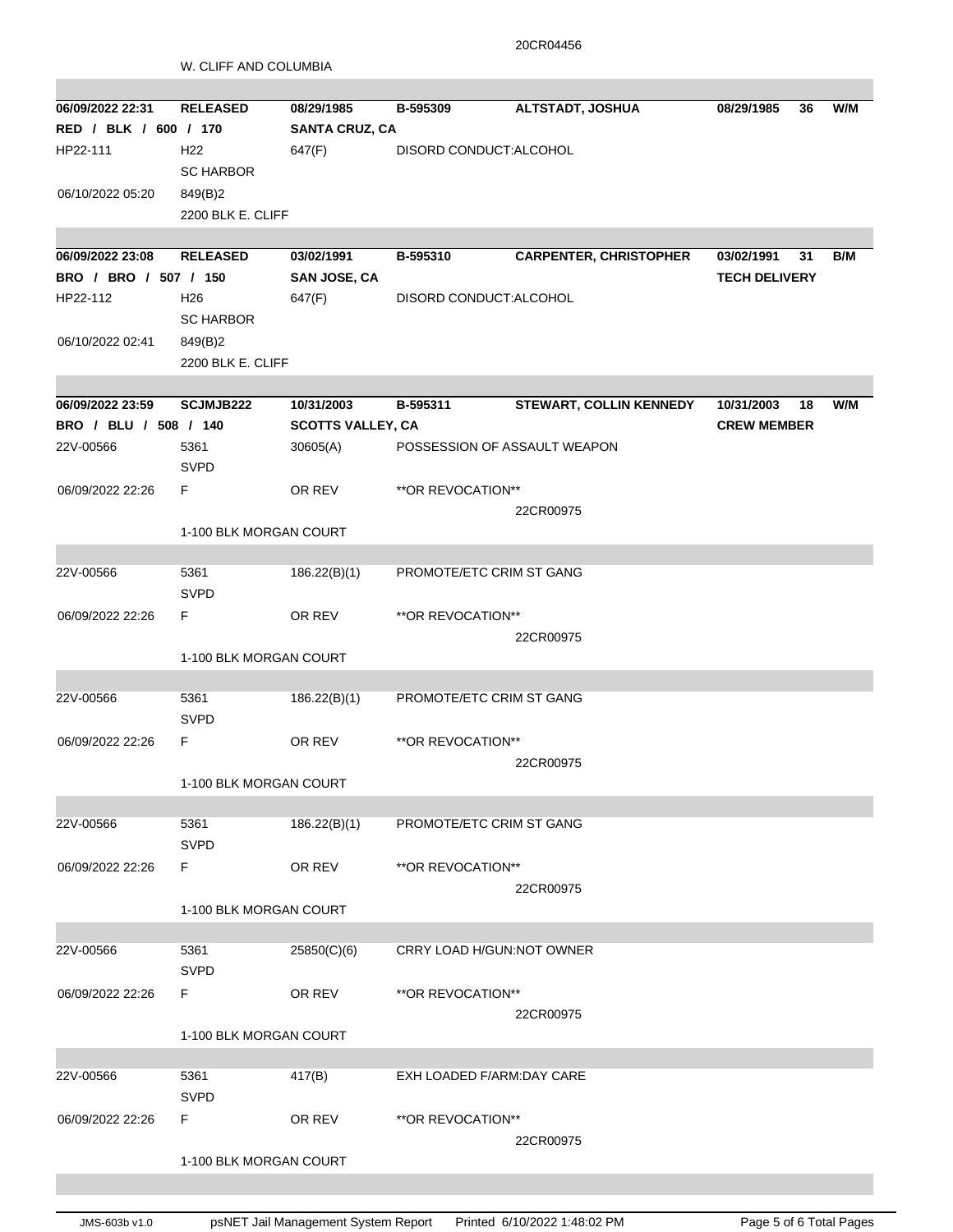20CR04456

W. CLIFF AND COLUMBIA

| | | | | | | | |
|---|---|---|---|---|---|---|---|
| **06/09/2022 22:31** | **RELEASED** | **08/29/1985** | **B-595309** | **ALTSTADT, JOSHUA** | **08/29/1985** | **36** | **W/M** |
| **RED / BLK / 600 / 170** | | **SANTA CRUZ, CA** | | | | | |
| HP22-111 | H22 | 647(F) | DISORD CONDUCT:ALCOHOL | | | | |
| | SC HARBOR | | | | | | |
| 06/10/2022 05:20 | 849(B)2 | | | | | | |
| | 2200 BLK E. CLIFF | | | | | | |

| | | | | | | | |
|---|---|---|---|---|---|---|---|
| **06/09/2022 23:08** | **RELEASED** | **03/02/1991** | **B-595310** | **CARPENTER, CHRISTOPHER** | **03/02/1991** | **31** | **B/M** |
| **BRO / BRO / 507 / 150** | | **SAN JOSE, CA** | | | **TECH DELIVERY** | | |
| HP22-112 | H26 | 647(F) | DISORD CONDUCT:ALCOHOL | | | | |
| | SC HARBOR | | | | | | |
| 06/10/2022 02:41 | 849(B)2 | | | | | | |
| | 2200 BLK E. CLIFF | | | | | | |

| | | | | | | | |
|---|---|---|---|---|---|---|---|
| **06/09/2022 23:59** | **SCJMJB222** | **10/31/2003** | **B-595311** | **STEWART, COLLIN KENNEDY** | **10/31/2003** | **18** | **W/M** |
| **BRO / BLU / 508 / 140** | | **SCOTTS VALLEY, CA** | | | **CREW MEMBER** | | |
| 22V-00566 | 5361 | 30605(A) | POSSESSION OF ASSAULT WEAPON | | | | |
| | SVPD | | | | | | |
| 06/09/2022 22:26 | F | OR REV | **OR REVOCATION** | | | | |
| | | | | 22CR00975 | | | |
| | 1-100 BLK MORGAN COURT | | | | | | |
| 22V-00566 | 5361 | 186.22(B)(1) | PROMOTE/ETC CRIM ST GANG | | | | |
| | SVPD | | | | | | |
| 06/09/2022 22:26 | F | OR REV | **OR REVOCATION** | | | | |
| | | | | 22CR00975 | | | |
| | 1-100 BLK MORGAN COURT | | | | | | |
| 22V-00566 | 5361 | 186.22(B)(1) | PROMOTE/ETC CRIM ST GANG | | | | |
| | SVPD | | | | | | |
| 06/09/2022 22:26 | F | OR REV | **OR REVOCATION** | | | | |
| | | | | 22CR00975 | | | |
| | 1-100 BLK MORGAN COURT | | | | | | |
| 22V-00566 | 5361 | 186.22(B)(1) | PROMOTE/ETC CRIM ST GANG | | | | |
| | SVPD | | | | | | |
| 06/09/2022 22:26 | F | OR REV | **OR REVOCATION** | | | | |
| | | | | 22CR00975 | | | |
| | 1-100 BLK MORGAN COURT | | | | | | |
| 22V-00566 | 5361 | 25850(C)(6) | CRRY LOAD H/GUN:NOT OWNER | | | | |
| | SVPD | | | | | | |
| 06/09/2022 22:26 | F | OR REV | **OR REVOCATION** | | | | |
| | | | | 22CR00975 | | | |
| | 1-100 BLK MORGAN COURT | | | | | | |
| 22V-00566 | 5361 | 417(B) | EXH LOADED F/ARM:DAY CARE | | | | |
| | SVPD | | | | | | |
| 06/09/2022 22:26 | F | OR REV | **OR REVOCATION** | | | | |
| | | | | 22CR00975 | | | |
| | 1-100 BLK MORGAN COURT | | | | | | |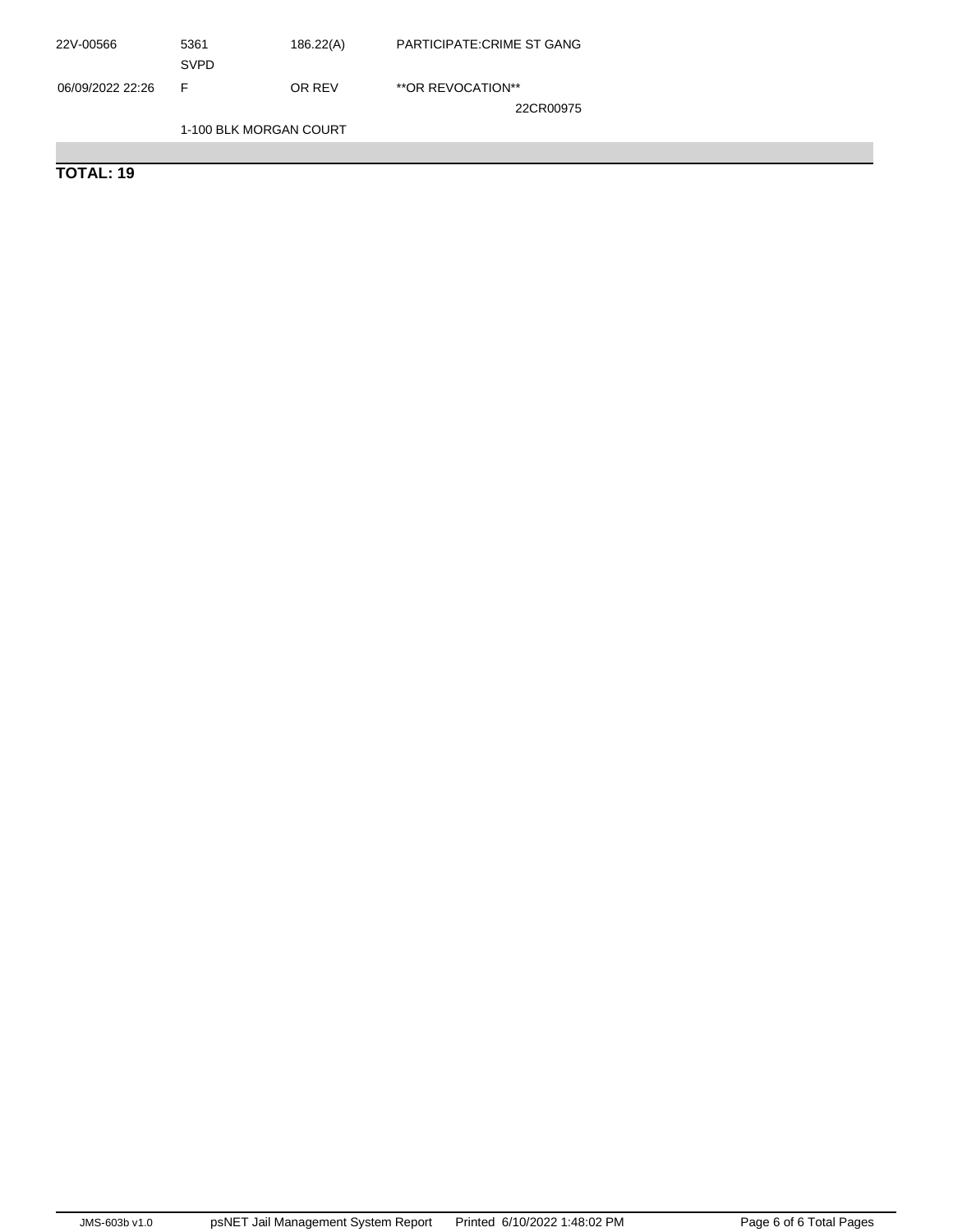| | | | |
|---|---|---|---|
| 22V-00566 | 5361<br>SVPD | 186.22(A) | PARTICIPATE:CRIME ST GANG |
| 06/09/2022 22:26 | F | OR REV | **OR REVOCATION**<br>22CR00975 |
| | 1-100 BLK MORGAN COURT | | |

**TOTAL: 19**